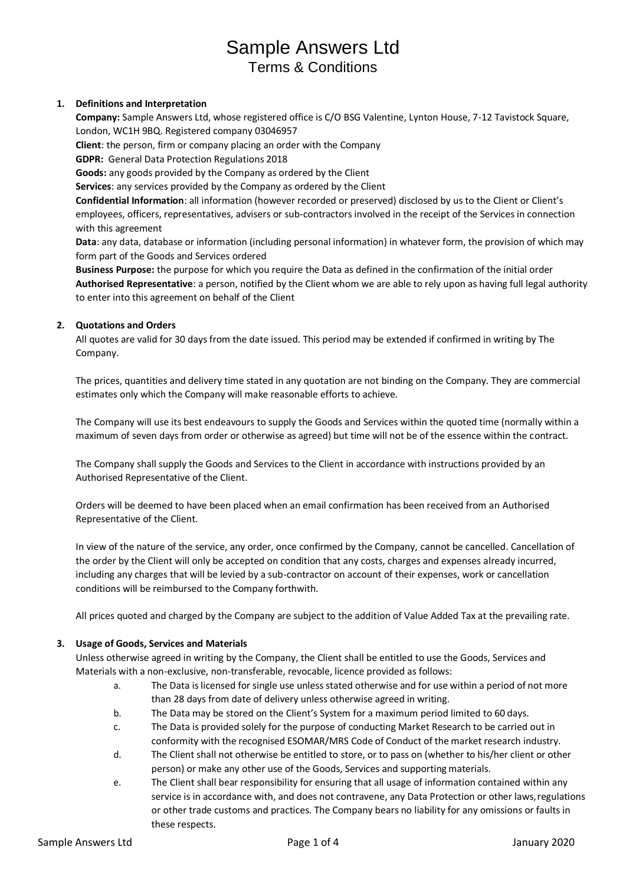# Sample Answers Ltd

## Terms & Conditions

1. **Definitions and Interpretation**

   **Company:** Sample Answers Ltd, whose registered office is C/O BSG Valentine, Lynton House, 7-12 Tavistock Square, London, WC1H 9BQ. Registered company 03046957

   **Client**: the person, firm or company placing an order with the Company

   **GDPR:** General Data Protection Regulations 2018

   **Goods:** any goods provided by the Company as ordered by the Client

   **Services**: any services provided by the Company as ordered by the Client

   **Confidential Information**: all information (however recorded or preserved) disclosed by us to the Client or Client's employees, officers, representatives, advisers or sub-contractors involved in the receipt of the Services in connection with this agreement

   **Data**: any data, database or information (including personal information) in whatever form, the provision of which may form part of the Goods and Services ordered

   **Business Purpose:** the purpose for which you require the Data as defined in the confirmation of the initial order

   **Authorised Representative**: a person, notified by the Client whom we are able to rely upon as having full legal authority to enter into this agreement on behalf of the Client

2. **Quotations and Orders**

   All quotes are valid for 30 days from the date issued. This period may be extended if confirmed in writing by The Company.

   The prices, quantities and delivery time stated in any quotation are not binding on the Company. They are commercial estimates only which the Company will make reasonable efforts to achieve.

   The Company will use its best endeavours to supply the Goods and Services within the quoted time (normally within a maximum of seven days from order or otherwise as agreed) but time will not be of the essence within the contract.

   The Company shall supply the Goods and Services to the Client in accordance with instructions provided by an Authorised Representative of the Client.

   Orders will be deemed to have been placed when an email confirmation has been received from an Authorised Representative of the Client.

   In view of the nature of the service, any order, once confirmed by the Company, cannot be cancelled. Cancellation of the order by the Client will only be accepted on condition that any costs, charges and expenses already incurred, including any charges that will be levied by a sub-contractor on account of their expenses, work or cancellation conditions will be reimbursed to the Company forthwith.

   All prices quoted and charged by the Company are subject to the addition of Value Added Tax at the prevailing rate.

3. **Usage of Goods, Services and Materials**

   Unless otherwise agreed in writing by the Company, the Client shall be entitled to use the Goods, Services and Materials with a non-exclusive, non-transferable, revocable, licence provided as follows:

   a. The Data is licensed for single use unless stated otherwise and for use within a period of not more than 28 days from date of delivery unless otherwise agreed in writing.
   b. The Data may be stored on the Client's System for a maximum period limited to 60 days.
   c. The Data is provided solely for the purpose of conducting Market Research to be carried out in conformity with the recognised ESOMAR/MRS Code of Conduct of the market research industry.
   d. The Client shall not otherwise be entitled to store, or to pass on (whether to his/her client or other person) or make any other use of the Goods, Services and supporting materials.
   e. The Client shall bear responsibility for ensuring that all usage of information contained within any service is in accordance with, and does not contravene, any Data Protection or other laws, regulations or other trade customs and practices. The Company bears no liability for any omissions or faults in these respects.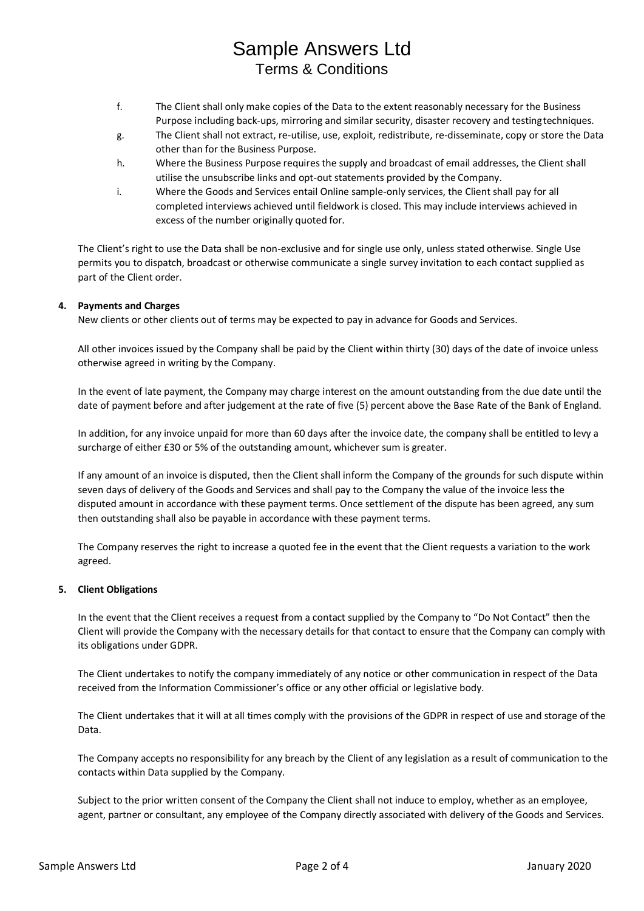f. The Client shall only make copies of the Data to the extent reasonably necessary for the Business Purpose including back-ups, mirroring and similar security, disaster recovery and testing techniques.

g. The Client shall not extract, re-utilise, use, exploit, redistribute, re-disseminate, copy or store the Data other than for the Business Purpose.

h. Where the Business Purpose requires the supply and broadcast of email addresses, the Client shall utilise the unsubscribe links and opt-out statements provided by the Company.

i. Where the Goods and Services entail Online sample-only services, the Client shall pay for all completed interviews achieved until fieldwork is closed. This may include interviews achieved in excess of the number originally quoted for.

The Client's right to use the Data shall be non-exclusive and for single use only, unless stated otherwise. Single Use permits you to dispatch, broadcast or otherwise communicate a single survey invitation to each contact supplied as part of the Client order.

**4. Payments and Charges**

New clients or other clients out of terms may be expected to pay in advance for Goods and Services.

All other invoices issued by the Company shall be paid by the Client within thirty (30) days of the date of invoice unless otherwise agreed in writing by the Company.

In the event of late payment, the Company may charge interest on the amount outstanding from the due date until the date of payment before and after judgement at the rate of five (5) percent above the Base Rate of the Bank of England.

In addition, for any invoice unpaid for more than 60 days after the invoice date, the company shall be entitled to levy a surcharge of either £30 or 5% of the outstanding amount, whichever sum is greater.

If any amount of an invoice is disputed, then the Client shall inform the Company of the grounds for such dispute within seven days of delivery of the Goods and Services and shall pay to the Company the value of the invoice less the disputed amount in accordance with these payment terms. Once settlement of the dispute has been agreed, any sum then outstanding shall also be payable in accordance with these payment terms.

The Company reserves the right to increase a quoted fee in the event that the Client requests a variation to the work agreed.

**5. Client Obligations**

In the event that the Client receives a request from a contact supplied by the Company to "Do Not Contact" then the Client will provide the Company with the necessary details for that contact to ensure that the Company can comply with its obligations under GDPR.

The Client undertakes to notify the company immediately of any notice or other communication in respect of the Data received from the Information Commissioner's office or any other official or legislative body.

The Client undertakes that it will at all times comply with the provisions of the GDPR in respect of use and storage of the Data.

The Company accepts no responsibility for any breach by the Client of any legislation as a result of communication to the contacts within Data supplied by the Company.

Subject to the prior written consent of the Company the Client shall not induce to employ, whether as an employee, agent, partner or consultant, any employee of the Company directly associated with delivery of the Goods and Services.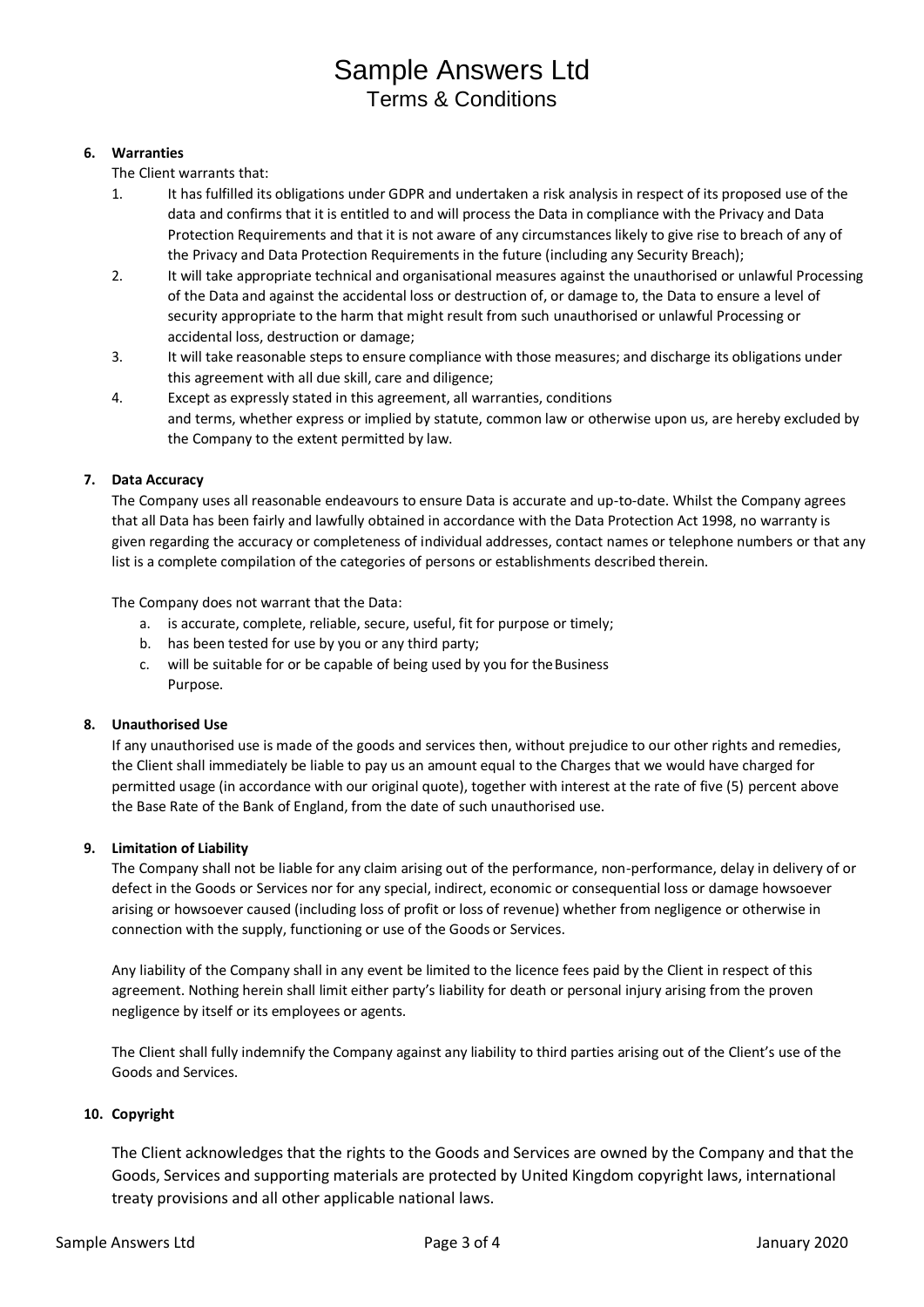# Sample Answers Ltd

## Terms & Conditions

**6. Warranties**

The Client warrants that:

1. It has fulfilled its obligations under GDPR and undertaken a risk analysis in respect of its proposed use of the data and confirms that it is entitled to and will process the Data in compliance with the Privacy and Data Protection Requirements and that it is not aware of any circumstances likely to give rise to breach of any of the Privacy and Data Protection Requirements in the future (including any Security Breach);
2. It will take appropriate technical and organisational measures against the unauthorised or unlawful Processing of the Data and against the accidental loss or destruction of, or damage to, the Data to ensure a level of security appropriate to the harm that might result from such unauthorised or unlawful Processing or accidental loss, destruction or damage;
3. It will take reasonable steps to ensure compliance with those measures; and discharge its obligations under this agreement with all due skill, care and diligence;
4. Except as expressly stated in this agreement, all warranties, conditions and terms, whether express or implied by statute, common law or otherwise upon us, are hereby excluded by the Company to the extent permitted by law.

**7. Data Accuracy**

The Company uses all reasonable endeavours to ensure Data is accurate and up-to-date. Whilst the Company agrees that all Data has been fairly and lawfully obtained in accordance with the Data Protection Act 1998, no warranty is given regarding the accuracy or completeness of individual addresses, contact names or telephone numbers or that any list is a complete compilation of the categories of persons or establishments described therein.

The Company does not warrant that the Data:

a. is accurate, complete, reliable, secure, useful, fit for purpose or timely;
b. has been tested for use by you or any third party;
c. will be suitable for or be capable of being used by you for the Business Purpose.

**8. Unauthorised Use**

If any unauthorised use is made of the goods and services then, without prejudice to our other rights and remedies, the Client shall immediately be liable to pay us an amount equal to the Charges that we would have charged for permitted usage (in accordance with our original quote), together with interest at the rate of five (5) percent above the Base Rate of the Bank of England, from the date of such unauthorised use.

**9. Limitation of Liability**

The Company shall not be liable for any claim arising out of the performance, non-performance, delay in delivery of or defect in the Goods or Services nor for any special, indirect, economic or consequential loss or damage howsoever arising or howsoever caused (including loss of profit or loss of revenue) whether from negligence or otherwise in connection with the supply, functioning or use of the Goods or Services.

Any liability of the Company shall in any event be limited to the licence fees paid by the Client in respect of this agreement. Nothing herein shall limit either party's liability for death or personal injury arising from the proven negligence by itself or its employees or agents.

The Client shall fully indemnify the Company against any liability to third parties arising out of the Client's use of the Goods and Services.

**10. Copyright**

The Client acknowledges that the rights to the Goods and Services are owned by the Company and that the Goods, Services and supporting materials are protected by United Kingdom copyright laws, international treaty provisions and all other applicable national laws.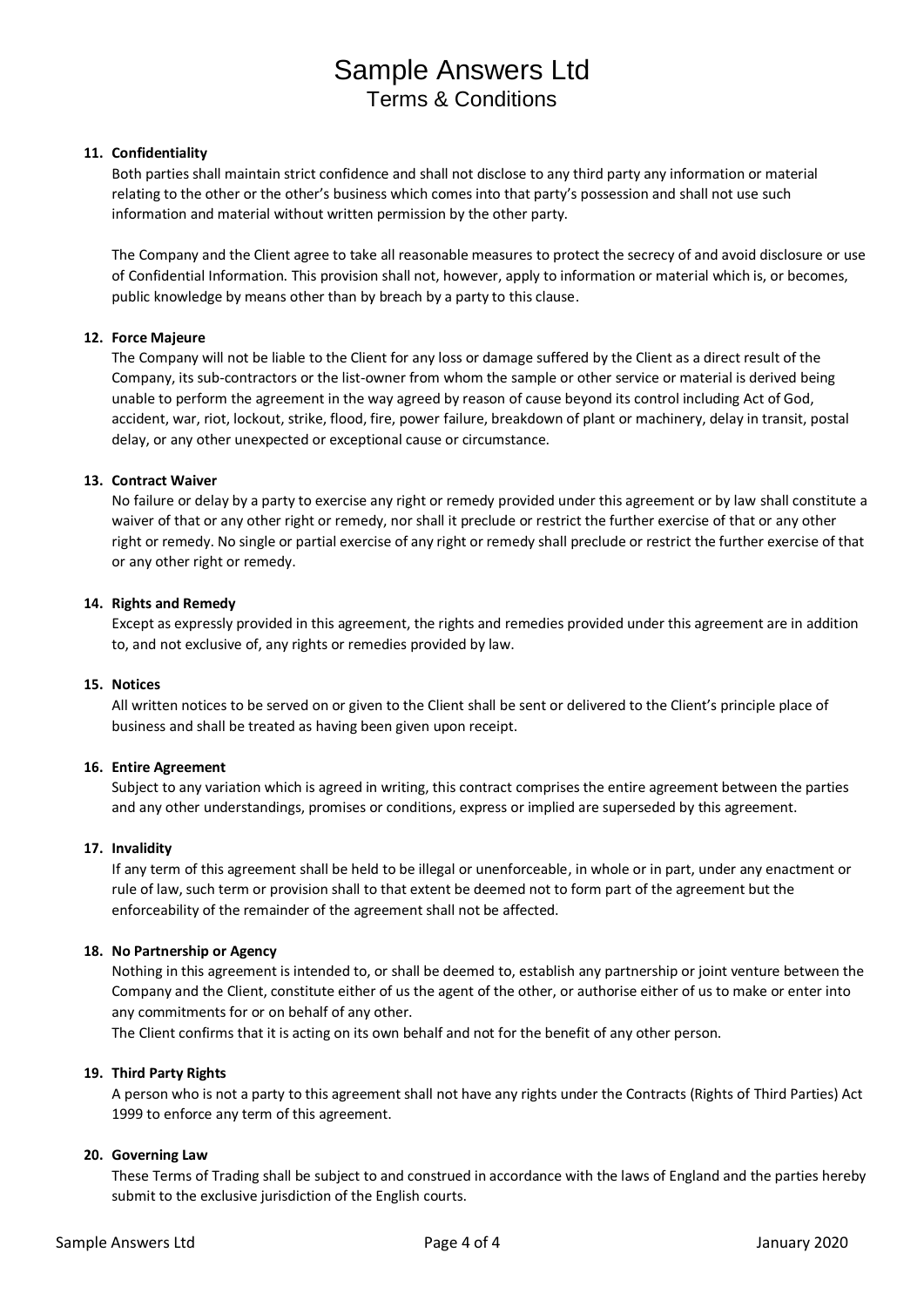# Sample Answers Ltd
## Terms & Conditions

**11. Confidentiality**

Both parties shall maintain strict confidence and shall not disclose to any third party any information or material relating to the other or the other's business which comes into that party's possession and shall not use such information and material without written permission by the other party.

The Company and the Client agree to take all reasonable measures to protect the secrecy of and avoid disclosure or use of Confidential Information. This provision shall not, however, apply to information or material which is, or becomes, public knowledge by means other than by breach by a party to this clause.

**12. Force Majeure**

The Company will not be liable to the Client for any loss or damage suffered by the Client as a direct result of the Company, its sub-contractors or the list-owner from whom the sample or other service or material is derived being unable to perform the agreement in the way agreed by reason of cause beyond its control including Act of God, accident, war, riot, lockout, strike, flood, fire, power failure, breakdown of plant or machinery, delay in transit, postal delay, or any other unexpected or exceptional cause or circumstance.

**13. Contract Waiver**

No failure or delay by a party to exercise any right or remedy provided under this agreement or by law shall constitute a waiver of that or any other right or remedy, nor shall it preclude or restrict the further exercise of that or any other right or remedy. No single or partial exercise of any right or remedy shall preclude or restrict the further exercise of that or any other right or remedy.

**14. Rights and Remedy**

Except as expressly provided in this agreement, the rights and remedies provided under this agreement are in addition to, and not exclusive of, any rights or remedies provided by law.

**15. Notices**

All written notices to be served on or given to the Client shall be sent or delivered to the Client's principle place of business and shall be treated as having been given upon receipt.

**16. Entire Agreement**

Subject to any variation which is agreed in writing, this contract comprises the entire agreement between the parties and any other understandings, promises or conditions, express or implied are superseded by this agreement.

**17. Invalidity**

If any term of this agreement shall be held to be illegal or unenforceable, in whole or in part, under any enactment or rule of law, such term or provision shall to that extent be deemed not to form part of the agreement but the enforceability of the remainder of the agreement shall not be affected.

**18. No Partnership or Agency**

Nothing in this agreement is intended to, or shall be deemed to, establish any partnership or joint venture between the Company and the Client, constitute either of us the agent of the other, or authorise either of us to make or enter into any commitments for or on behalf of any other.

The Client confirms that it is acting on its own behalf and not for the benefit of any other person.

**19. Third Party Rights**

A person who is not a party to this agreement shall not have any rights under the Contracts (Rights of Third Parties) Act 1999 to enforce any term of this agreement.

**20. Governing Law**

These Terms of Trading shall be subject to and construed in accordance with the laws of England and the parties hereby submit to the exclusive jurisdiction of the English courts.